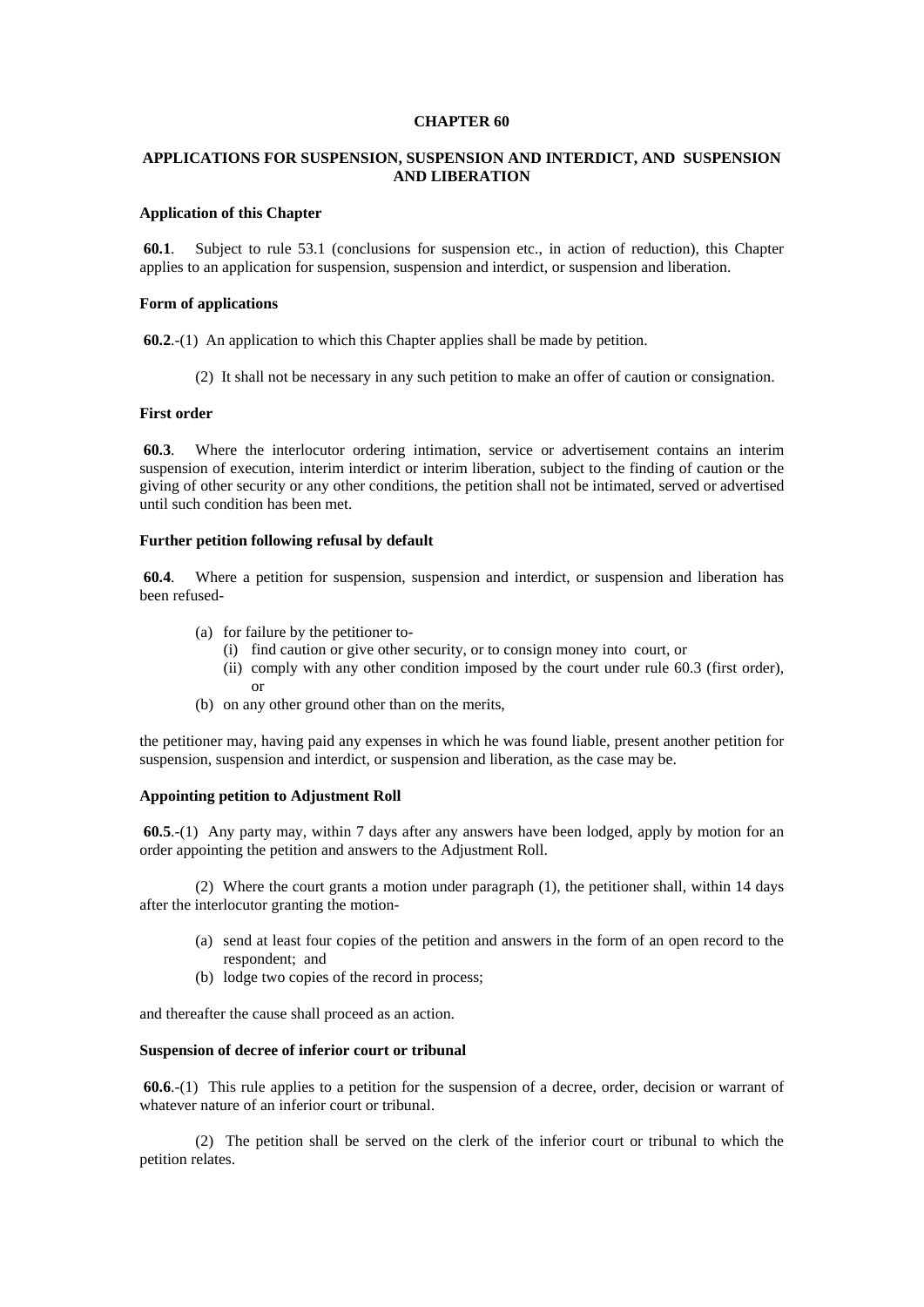# CHAPTER 60

## APPLICATIONS FOR SUSPENSION, SUSPENSION AND INTERDICT, AND SUSPENSION AND LIBERATION

### Application of this Chapter

**60.1**. Subject to rule 53.1 (conclusions for suspension etc., in action of reduction), this Chapter applies to an application for suspension, suspension and interdict, or suspension and liberation.

### Form of applications

**60.2**.-(1) An application to which this Chapter applies shall be made by petition.

(2) It shall not be necessary in any such petition to make an offer of caution or consignation.

### First order

**60.3**. Where the interlocutor ordering intimation, service or advertisement contains an interim suspension of execution, interim interdict or interim liberation, subject to the finding of caution or the giving of other security or any other conditions, the petition shall not be intimated, served or advertised until such condition has been met.

### Further petition following refusal by default

**60.4**. Where a petition for suspension, suspension and interdict, or suspension and liberation has been refused-

- (a) for failure by the petitioner to-
  - (i) find caution or give other security, or to consign money into court, or
  - (ii) comply with any other condition imposed by the court under rule 60.3 (first order), or
- (b) on any other ground other than on the merits,

the petitioner may, having paid any expenses in which he was found liable, present another petition for suspension, suspension and interdict, or suspension and liberation, as the case may be.

### Appointing petition to Adjustment Roll

**60.5**.-(1) Any party may, within 7 days after any answers have been lodged, apply by motion for an order appointing the petition and answers to the Adjustment Roll.

(2) Where the court grants a motion under paragraph (1), the petitioner shall, within 14 days after the interlocutor granting the motion-

- (a) send at least four copies of the petition and answers in the form of an open record to the respondent; and
- (b) lodge two copies of the record in process;

and thereafter the cause shall proceed as an action.

### Suspension of decree of inferior court or tribunal

**60.6**.-(1) This rule applies to a petition for the suspension of a decree, order, decision or warrant of whatever nature of an inferior court or tribunal.

(2) The petition shall be served on the clerk of the inferior court or tribunal to which the petition relates.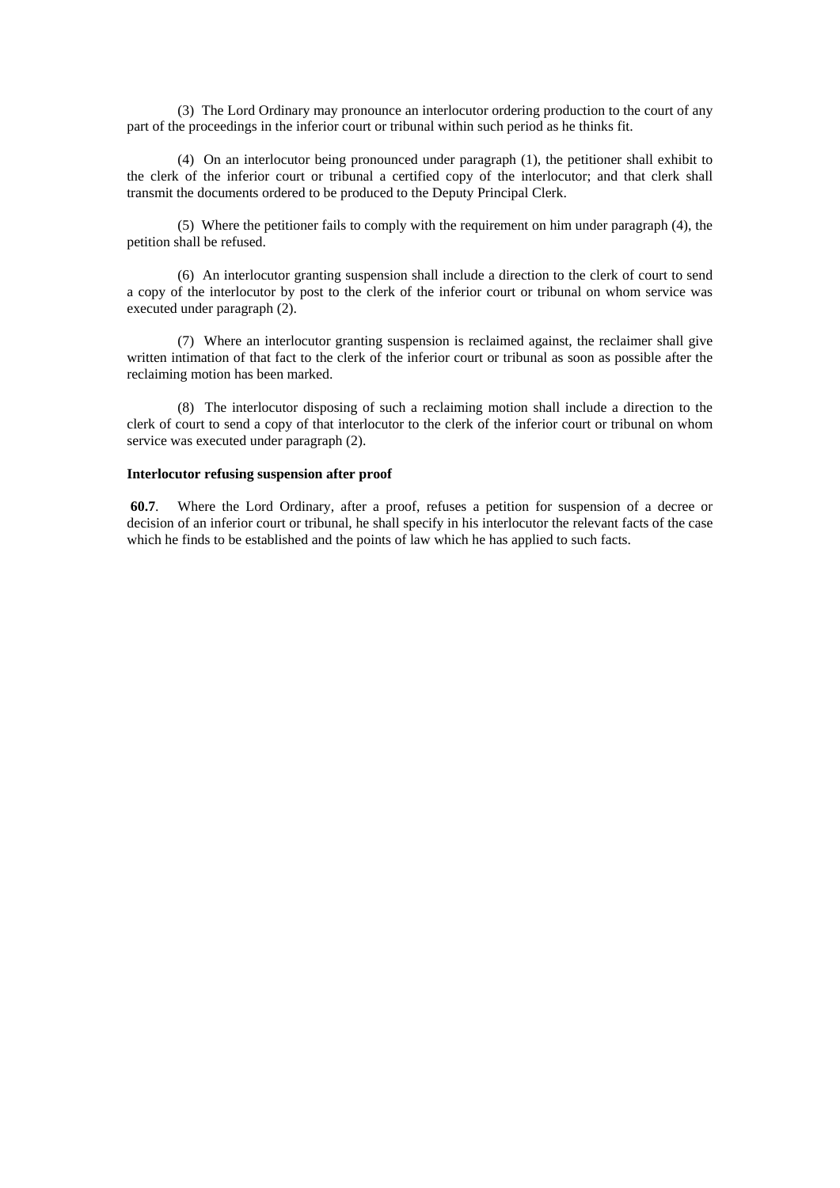(3) The Lord Ordinary may pronounce an interlocutor ordering production to the court of any part of the proceedings in the inferior court or tribunal within such period as he thinks fit.

(4) On an interlocutor being pronounced under paragraph (1), the petitioner shall exhibit to the clerk of the inferior court or tribunal a certified copy of the interlocutor; and that clerk shall transmit the documents ordered to be produced to the Deputy Principal Clerk.

(5) Where the petitioner fails to comply with the requirement on him under paragraph (4), the petition shall be refused.

(6) An interlocutor granting suspension shall include a direction to the clerk of court to send a copy of the interlocutor by post to the clerk of the inferior court or tribunal on whom service was executed under paragraph (2).

(7) Where an interlocutor granting suspension is reclaimed against, the reclaimer shall give written intimation of that fact to the clerk of the inferior court or tribunal as soon as possible after the reclaiming motion has been marked.

(8) The interlocutor disposing of such a reclaiming motion shall include a direction to the clerk of court to send a copy of that interlocutor to the clerk of the inferior court or tribunal on whom service was executed under paragraph (2).

**Interlocutor refusing suspension after proof**

**60.7**. Where the Lord Ordinary, after a proof, refuses a petition for suspension of a decree or decision of an inferior court or tribunal, he shall specify in his interlocutor the relevant facts of the case which he finds to be established and the points of law which he has applied to such facts.